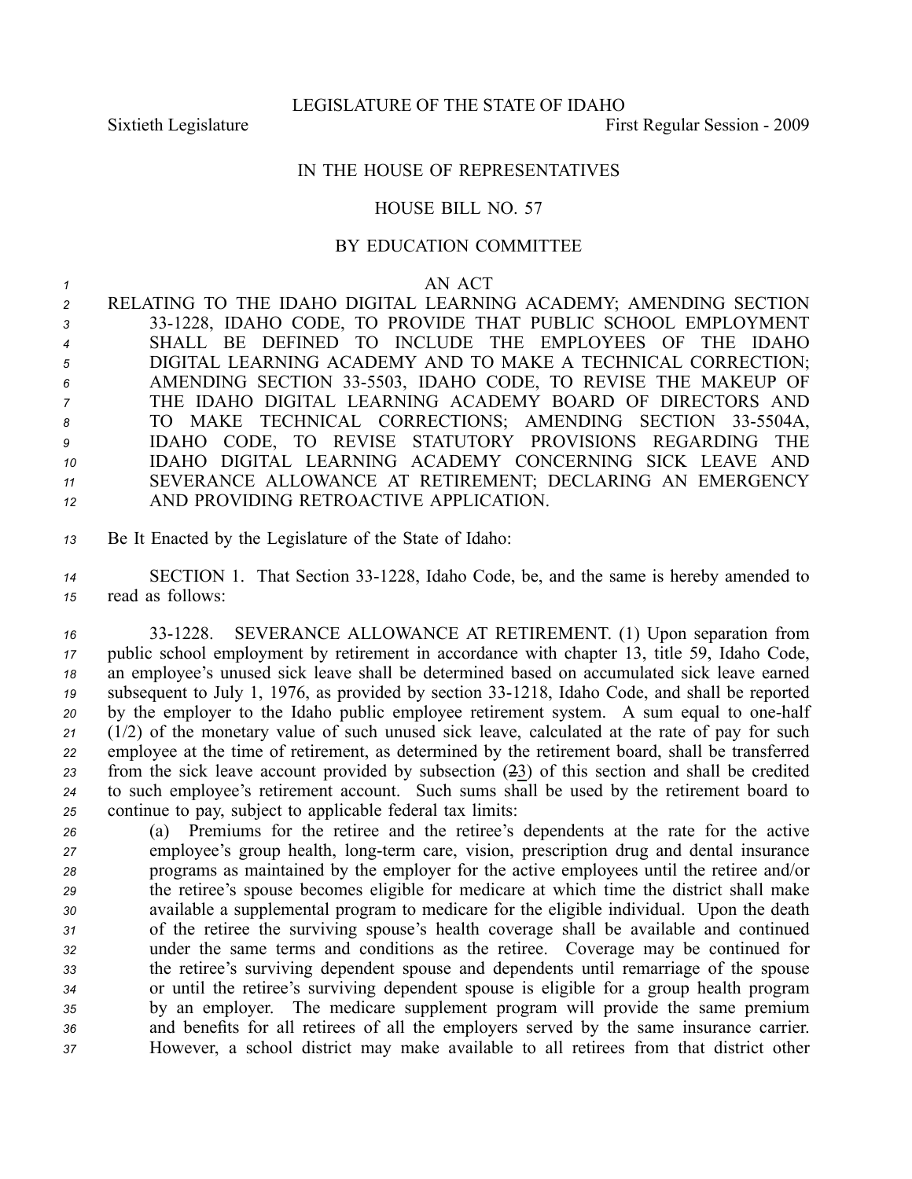LEGISLATURE OF THE STATE OF IDAHO

Sixtieth Legislature First Regular Session - 2009

IN THE HOUSE OF REPRESENTATIVES

HOUSE BILL NO. 57

BY EDUCATION COMMITTEE

AN ACT

RELATING TO THE IDAHO DIGITAL LEARNING ACADEMY; AMENDING SECTION 33-1228, IDAHO CODE, TO PROVIDE THAT PUBLIC SCHOOL EMPLOYMENT SHALL BE DEFINED TO INCLUDE THE EMPLOYEES OF THE IDAHO DIGITAL LEARNING ACADEMY AND TO MAKE A TECHNICAL CORRECTION; AMENDING SECTION 33-5503, IDAHO CODE, TO REVISE THE MAKEUP OF THE IDAHO DIGITAL LEARNING ACADEMY BOARD OF DIRECTORS AND TO MAKE TECHNICAL CORRECTIONS; AMENDING SECTION 33-5504A, IDAHO CODE, TO REVISE STATUTORY PROVISIONS REGARDING THE IDAHO DIGITAL LEARNING ACADEMY CONCERNING SICK LEAVE AND SEVERANCE ALLOWANCE AT RETIREMENT; DECLARING AN EMERGENCY AND PROVIDING RETROACTIVE APPLICATION.

Be It Enacted by the Legislature of the State of Idaho:

SECTION 1. That Section 33-1228, Idaho Code, be, and the same is hereby amended to read as follows:

33-1228. SEVERANCE ALLOWANCE AT RETIREMENT. (1) Upon separation from public school employment by retirement in accordance with chapter 13, title 59, Idaho Code, an employee's unused sick leave shall be determined based on accumulated sick leave earned subsequent to July 1, 1976, as provided by section 33-1218, Idaho Code, and shall be reported by the employer to the Idaho public employee retirement system. A sum equal to one-half (1/2) of the monetary value of such unused sick leave, calculated at the rate of pay for such employee at the time of retirement, as determined by the retirement board, shall be transferred from the sick leave account provided by subsection (~~2~~3) of this section and shall be credited to such employee's retirement account. Such sums shall be used by the retirement board to continue to pay, subject to applicable federal tax limits:

(a) Premiums for the retiree and the retiree's dependents at the rate for the active employee's group health, long-term care, vision, prescription drug and dental insurance programs as maintained by the employer for the active employees until the retiree and/or the retiree's spouse becomes eligible for medicare at which time the district shall make available a supplemental program to medicare for the eligible individual. Upon the death of the retiree the surviving spouse's health coverage shall be available and continued under the same terms and conditions as the retiree. Coverage may be continued for the retiree's surviving dependent spouse and dependents until remarriage of the spouse or until the retiree's surviving dependent spouse is eligible for a group health program by an employer. The medicare supplement program will provide the same premium and benefits for all retirees of all the employers served by the same insurance carrier. However, a school district may make available to all retirees from that district other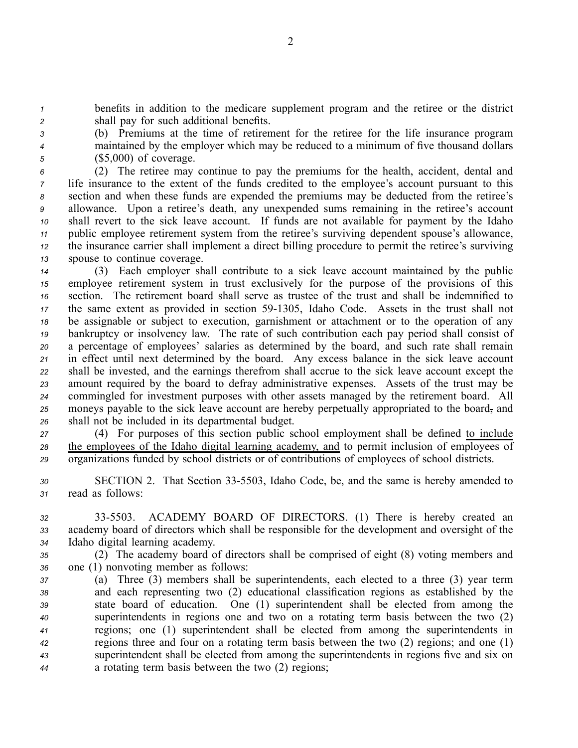benefits in addition to the medicare supplement program and the retiree or the district shall pay for such additional benefits.

(b) Premiums at the time of retirement for the retiree for the life insurance program maintained by the employer which may be reduced to a minimum of five thousand dollars ($5,000) of coverage.

(2) The retiree may continue to pay the premiums for the health, accident, dental and life insurance to the extent of the funds credited to the employee's account pursuant to this section and when these funds are expended the premiums may be deducted from the retiree's allowance. Upon a retiree's death, any unexpended sums remaining in the retiree's account shall revert to the sick leave account. If funds are not available for payment by the Idaho public employee retirement system from the retiree's surviving dependent spouse's allowance, the insurance carrier shall implement a direct billing procedure to permit the retiree's surviving spouse to continue coverage.

(3) Each employer shall contribute to a sick leave account maintained by the public employee retirement system in trust exclusively for the purpose of the provisions of this section. The retirement board shall serve as trustee of the trust and shall be indemnified to the same extent as provided in section 59-1305, Idaho Code. Assets in the trust shall not be assignable or subject to execution, garnishment or attachment or to the operation of any bankruptcy or insolvency law. The rate of such contribution each pay period shall consist of a percentage of employees' salaries as determined by the board, and such rate shall remain in effect until next determined by the board. Any excess balance in the sick leave account shall be invested, and the earnings therefrom shall accrue to the sick leave account except the amount required by the board to defray administrative expenses. Assets of the trust may be commingled for investment purposes with other assets managed by the retirement board. All moneys payable to the sick leave account are hereby perpetually appropriated to the board~~,~~ and shall not be included in its departmental budget.

(4) For purposes of this section public school employment shall be defined to include the employees of the Idaho digital learning academy, and to permit inclusion of employees of organizations funded by school districts or of contributions of employees of school districts.

SECTION 2. That Section 33-5503, Idaho Code, be, and the same is hereby amended to read as follows:

33-5503. ACADEMY BOARD OF DIRECTORS. (1) There is hereby created an academy board of directors which shall be responsible for the development and oversight of the Idaho digital learning academy.

(2) The academy board of directors shall be comprised of eight (8) voting members and one (1) nonvoting member as follows:

(a) Three (3) members shall be superintendents, each elected to a three (3) year term and each representing two (2) educational classification regions as established by the state board of education. One (1) superintendent shall be elected from among the superintendents in regions one and two on a rotating term basis between the two (2) regions; one (1) superintendent shall be elected from among the superintendents in regions three and four on a rotating term basis between the two (2) regions; and one (1) superintendent shall be elected from among the superintendents in regions five and six on a rotating term basis between the two (2) regions;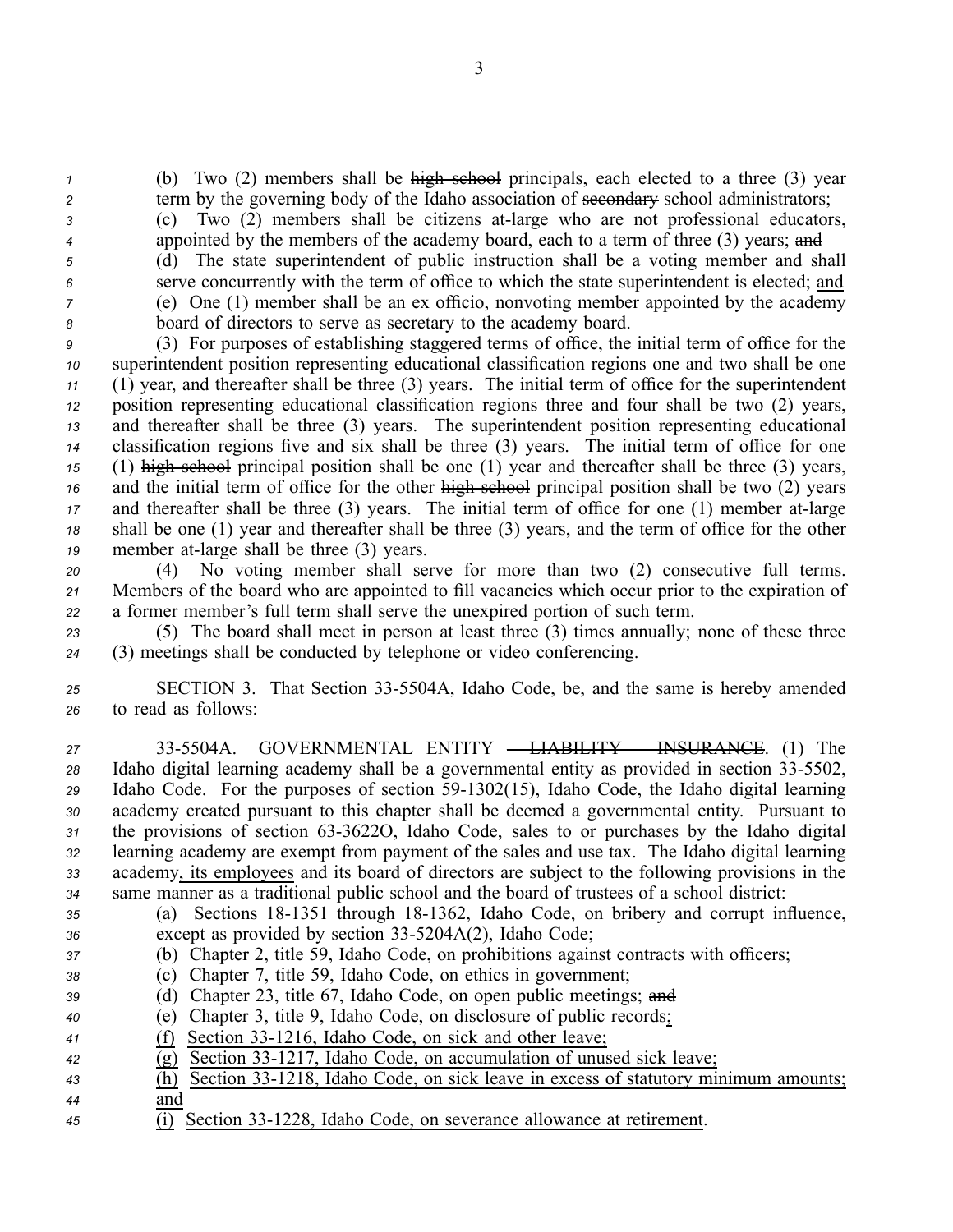(b) Two (2) members shall be ~~high school~~ principals, each elected to a three (3) year term by the governing body of the Idaho association of ~~secondary~~ school administrators;

(c) Two (2) members shall be citizens at-large who are not professional educators, appointed by the members of the academy board, each to a term of three (3) years; ~~and~~

(d) The state superintendent of public instruction shall be a voting member and shall serve concurrently with the term of office to which the state superintendent is elected; <u>and</u>

(e) One (1) member shall be an ex officio, nonvoting member appointed by the academy board of directors to serve as secretary to the academy board.

(3) For purposes of establishing staggered terms of office, the initial term of office for the superintendent position representing educational classification regions one and two shall be one (1) year, and thereafter shall be three (3) years. The initial term of office for the superintendent position representing educational classification regions three and four shall be two (2) years, and thereafter shall be three (3) years. The superintendent position representing educational classification regions five and six shall be three (3) years. The initial term of office for one (1) ~~high school~~ principal position shall be one (1) year and thereafter shall be three (3) years, and the initial term of office for the other ~~high school~~ principal position shall be two (2) years and thereafter shall be three (3) years. The initial term of office for one (1) member at-large shall be one (1) year and thereafter shall be three (3) years, and the term of office for the other member at-large shall be three (3) years.

(4) No voting member shall serve for more than two (2) consecutive full terms. Members of the board who are appointed to fill vacancies which occur prior to the expiration of a former member's full term shall serve the unexpired portion of such term.

(5) The board shall meet in person at least three (3) times annually; none of these three (3) meetings shall be conducted by telephone or video conferencing.

SECTION 3. That Section 33-5504A, Idaho Code, be, and the same is hereby amended to read as follows:

33-5504A. GOVERNMENTAL ENTITY ~~— LIABILITY — INSURANCE~~. (1) The Idaho digital learning academy shall be a governmental entity as provided in section 33-5502, Idaho Code. For the purposes of section 59-1302(15), Idaho Code, the Idaho digital learning academy created pursuant to this chapter shall be deemed a governmental entity. Pursuant to the provisions of section 63-3622O, Idaho Code, sales to or purchases by the Idaho digital learning academy are exempt from payment of the sales and use tax. The Idaho digital learning academy<u>, its employees</u> and its board of directors are subject to the following provisions in the same manner as a traditional public school and the board of trustees of a school district:

(a) Sections 18-1351 through 18-1362, Idaho Code, on bribery and corrupt influence, except as provided by section 33-5204A(2), Idaho Code;

(b) Chapter 2, title 59, Idaho Code, on prohibitions against contracts with officers;

(c) Chapter 7, title 59, Idaho Code, on ethics in government;

(d) Chapter 23, title 67, Idaho Code, on open public meetings; ~~and~~

(e) Chapter 3, title 9, Idaho Code, on disclosure of public records<u>;</u>

<u>(f) Section 33-1216, Idaho Code, on sick and other leave;</u>

<u>(g) Section 33-1217, Idaho Code, on accumulation of unused sick leave;</u>

<u>(h) Section 33-1218, Idaho Code, on sick leave in excess of statutory minimum amounts; and</u>

<u>(i) Section 33-1228, Idaho Code, on severance allowance at retirement</u>.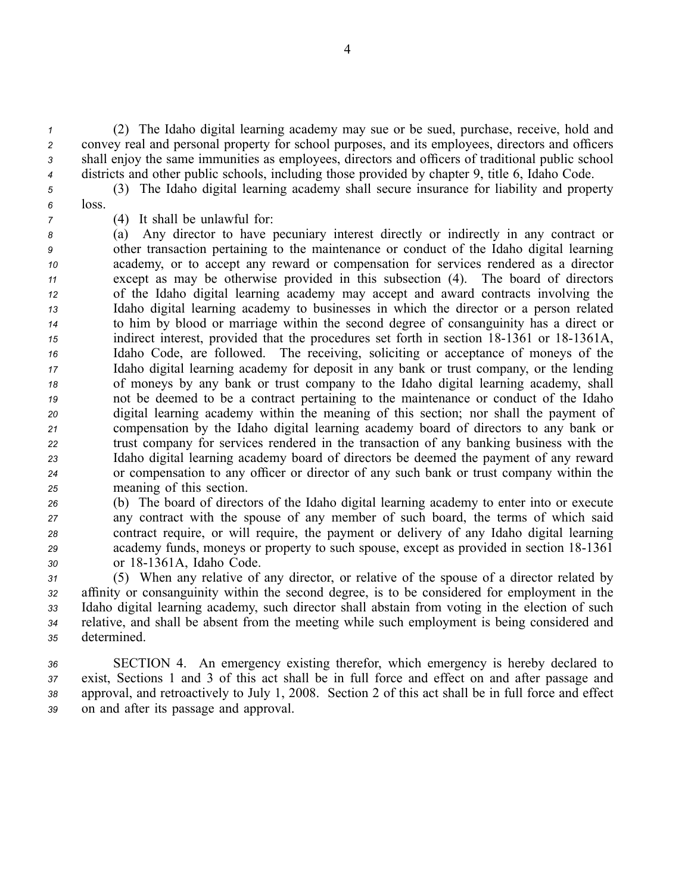(2) The Idaho digital learning academy may sue or be sued, purchase, receive, hold and convey real and personal property for school purposes, and its employees, directors and officers shall enjoy the same immunities as employees, directors and officers of traditional public school districts and other public schools, including those provided by chapter 9, title 6, Idaho Code.

(3) The Idaho digital learning academy shall secure insurance for liability and property loss.

(4) It shall be unlawful for:

(a) Any director to have pecuniary interest directly or indirectly in any contract or other transaction pertaining to the maintenance or conduct of the Idaho digital learning academy, or to accept any reward or compensation for services rendered as a director except as may be otherwise provided in this subsection (4). The board of directors of the Idaho digital learning academy may accept and award contracts involving the Idaho digital learning academy to businesses in which the director or a person related to him by blood or marriage within the second degree of consanguinity has a direct or indirect interest, provided that the procedures set forth in section 18-1361 or 18-1361A, Idaho Code, are followed. The receiving, soliciting or acceptance of moneys of the Idaho digital learning academy for deposit in any bank or trust company, or the lending of moneys by any bank or trust company to the Idaho digital learning academy, shall not be deemed to be a contract pertaining to the maintenance or conduct of the Idaho digital learning academy within the meaning of this section; nor shall the payment of compensation by the Idaho digital learning academy board of directors to any bank or trust company for services rendered in the transaction of any banking business with the Idaho digital learning academy board of directors be deemed the payment of any reward or compensation to any officer or director of any such bank or trust company within the meaning of this section.

(b) The board of directors of the Idaho digital learning academy to enter into or execute any contract with the spouse of any member of such board, the terms of which said contract require, or will require, the payment or delivery of any Idaho digital learning academy funds, moneys or property to such spouse, except as provided in section 18-1361 or 18-1361A, Idaho Code.

(5) When any relative of any director, or relative of the spouse of a director related by affinity or consanguinity within the second degree, is to be considered for employment in the Idaho digital learning academy, such director shall abstain from voting in the election of such relative, and shall be absent from the meeting while such employment is being considered and determined.

SECTION 4. An emergency existing therefor, which emergency is hereby declared to exist, Sections 1 and 3 of this act shall be in full force and effect on and after passage and approval, and retroactively to July 1, 2008. Section 2 of this act shall be in full force and effect on and after its passage and approval.